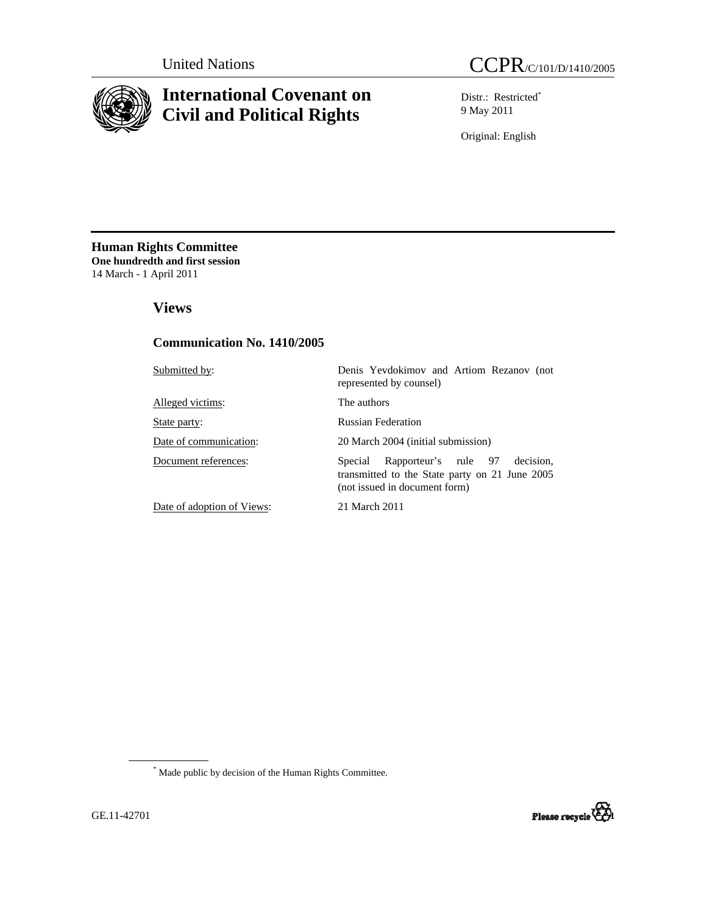United Nations

CCPR/C/101/D/1410/2005

# International Covenant on Civil and Political Rights

Distr.: Restricted*
9 May 2011

Original: English

**Human Rights Committee**
**One hundredth and first session**
14 March - 1 April 2011

## Views

### Communication No. 1410/2005

| | |
|---|---|
| Submitted by: | Denis Yevdokimov and Artiom Rezanov (not represented by counsel) |
| Alleged victims: | The authors |
| State party: | Russian Federation |
| Date of communication: | 20 March 2004 (initial submission) |
| Document references: | Special Rapporteur's rule 97 decision, transmitted to the State party on 21 June 2005 (not issued in document form) |
| Date of adoption of Views: | 21 March 2011 |

\* Made public by decision of the Human Rights Committee.

GE.11-42701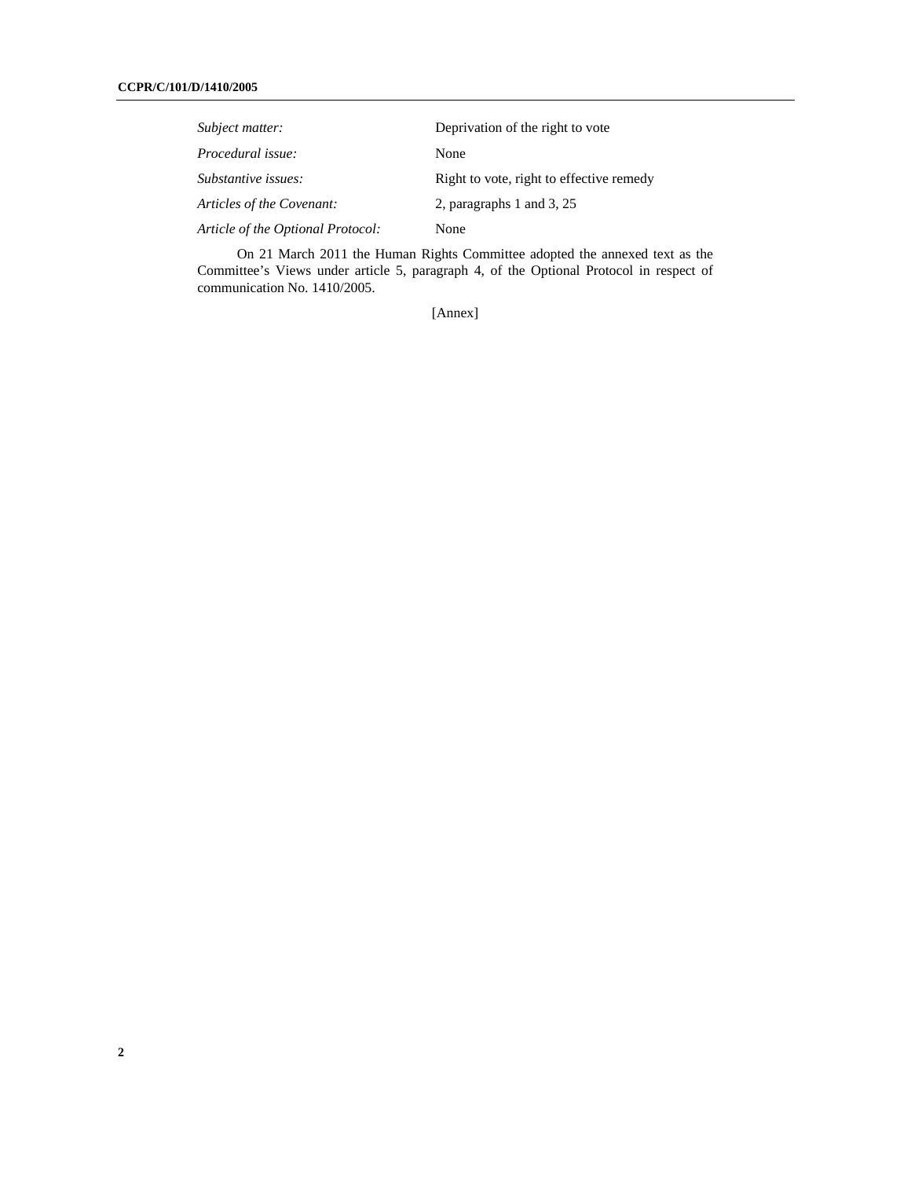| | |
|---|---|
| *Subject matter:* | Deprivation of the right to vote |
| *Procedural issue:* | None |
| *Substantive issues:* | Right to vote, right to effective remedy |
| *Articles of the Covenant:* | 2, paragraphs 1 and 3, 25 |
| *Article of the Optional Protocol:* | None |

On 21 March 2011 the Human Rights Committee adopted the annexed text as the Committee's Views under article 5, paragraph 4, of the Optional Protocol in respect of communication No. 1410/2005.

[Annex]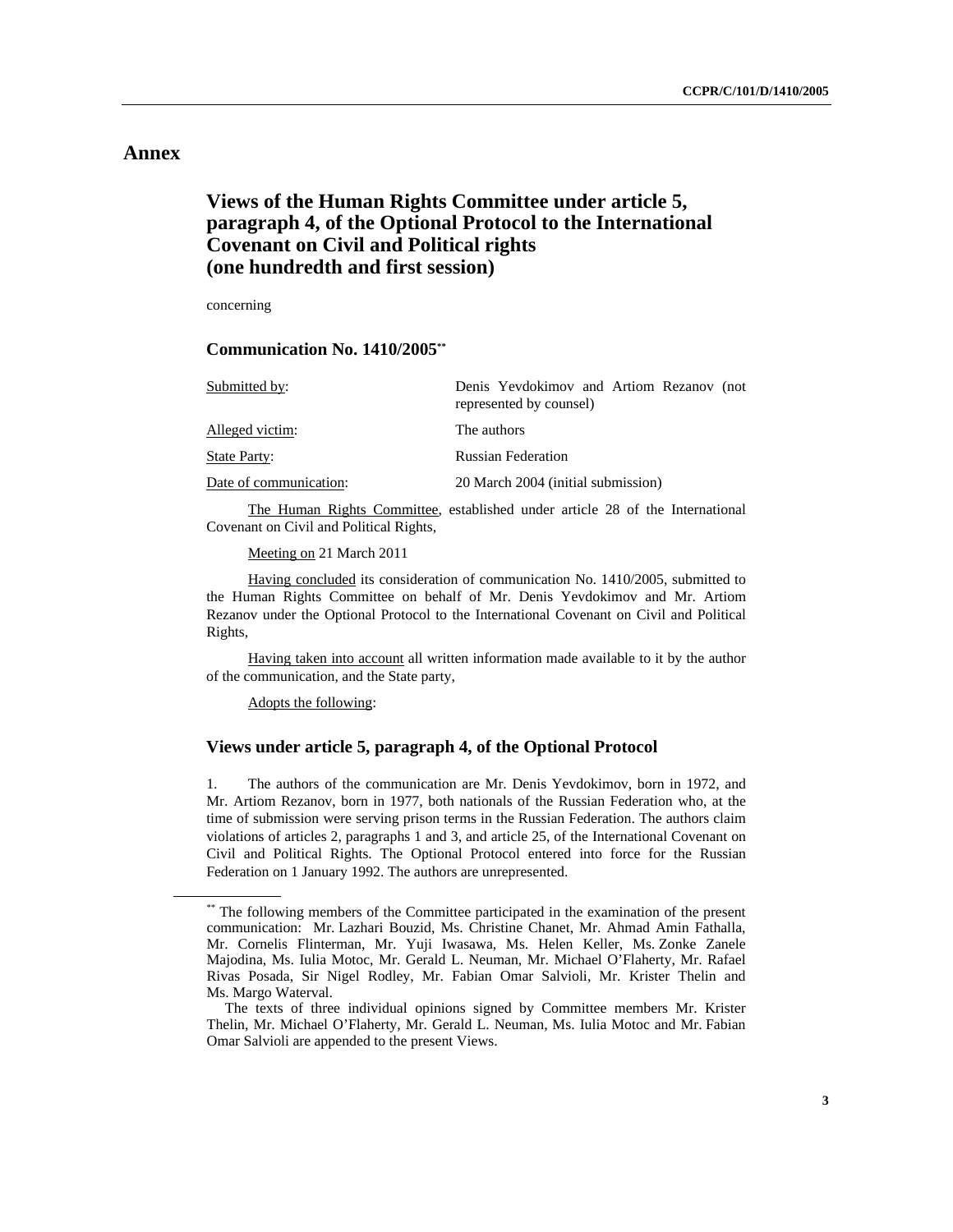# Annex

## Views of the Human Rights Committee under article 5, paragraph 4, of the Optional Protocol to the International Covenant on Civil and Political rights (one hundredth and first session)

concerning

### Communication No. 1410/2005[**]

| | |
|---|---|
| Submitted by: | Denis Yevdokimov and Artiom Rezanov (not represented by counsel) |
| Alleged victim: | The authors |
| State Party: | Russian Federation |
| Date of communication: | 20 March 2004 (initial submission) |

The Human Rights Committee, established under article 28 of the International Covenant on Civil and Political Rights,

Meeting on 21 March 2011

Having concluded its consideration of communication No. 1410/2005, submitted to the Human Rights Committee on behalf of Mr. Denis Yevdokimov and Mr. Artiom Rezanov under the Optional Protocol to the International Covenant on Civil and Political Rights,

Having taken into account all written information made available to it by the author of the communication, and the State party,

Adopts the following:

### Views under article 5, paragraph 4, of the Optional Protocol

1. The authors of the communication are Mr. Denis Yevdokimov, born in 1972, and Mr. Artiom Rezanov, born in 1977, both nationals of the Russian Federation who, at the time of submission were serving prison terms in the Russian Federation. The authors claim violations of articles 2, paragraphs 1 and 3, and article 25, of the International Covenant on Civil and Political Rights. The Optional Protocol entered into force for the Russian Federation on 1 January 1992. The authors are unrepresented.

---

[**] The following members of the Committee participated in the examination of the present communication: Mr. Lazhari Bouzid, Ms. Christine Chanet, Mr. Ahmad Amin Fathalla, Mr. Cornelis Flinterman, Mr. Yuji Iwasawa, Ms. Helen Keller, Ms. Zonke Zanele Majodina, Ms. Iulia Motoc, Mr. Gerald L. Neuman, Mr. Michael O'Flaherty, Mr. Rafael Rivas Posada, Sir Nigel Rodley, Mr. Fabian Omar Salvioli, Mr. Krister Thelin and Ms. Margo Waterval.

The texts of three individual opinions signed by Committee members Mr. Krister Thelin, Mr. Michael O'Flaherty, Mr. Gerald L. Neuman, Ms. Iulia Motoc and Mr. Fabian Omar Salvioli are appended to the present Views.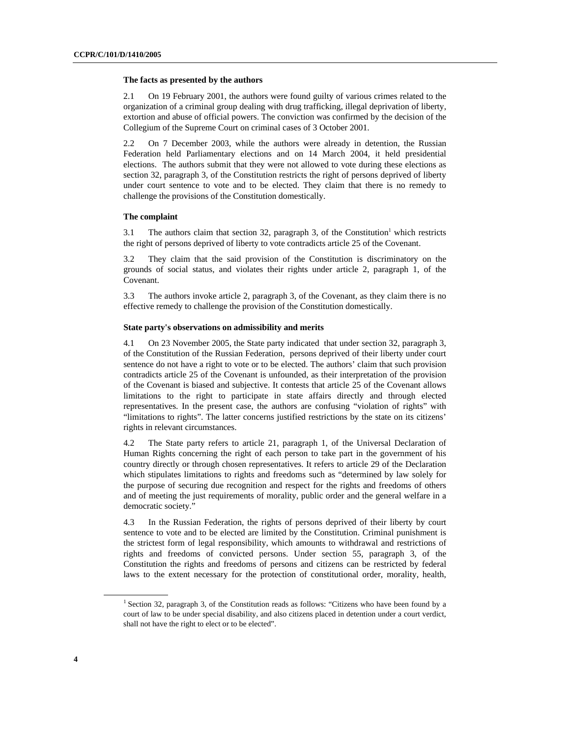### The facts as presented by the authors

2.1 On 19 February 2001, the authors were found guilty of various crimes related to the organization of a criminal group dealing with drug trafficking, illegal deprivation of liberty, extortion and abuse of official powers. The conviction was confirmed by the decision of the Collegium of the Supreme Court on criminal cases of 3 October 2001.

2.2 On 7 December 2003, while the authors were already in detention, the Russian Federation held Parliamentary elections and on 14 March 2004, it held presidential elections. The authors submit that they were not allowed to vote during these elections as section 32, paragraph 3, of the Constitution restricts the right of persons deprived of liberty under court sentence to vote and to be elected. They claim that there is no remedy to challenge the provisions of the Constitution domestically.

### The complaint

3.1 The authors claim that section 32, paragraph 3, of the Constitution[1] which restricts the right of persons deprived of liberty to vote contradicts article 25 of the Covenant.

3.2 They claim that the said provision of the Constitution is discriminatory on the grounds of social status, and violates their rights under article 2, paragraph 1, of the Covenant.

3.3 The authors invoke article 2, paragraph 3, of the Covenant, as they claim there is no effective remedy to challenge the provision of the Constitution domestically.

### State party's observations on admissibility and merits

4.1 On 23 November 2005, the State party indicated that under section 32, paragraph 3, of the Constitution of the Russian Federation, persons deprived of their liberty under court sentence do not have a right to vote or to be elected. The authors' claim that such provision contradicts article 25 of the Covenant is unfounded, as their interpretation of the provision of the Covenant is biased and subjective. It contests that article 25 of the Covenant allows limitations to the right to participate in state affairs directly and through elected representatives. In the present case, the authors are confusing "violation of rights" with "limitations to rights". The latter concerns justified restrictions by the state on its citizens' rights in relevant circumstances.

4.2 The State party refers to article 21, paragraph 1, of the Universal Declaration of Human Rights concerning the right of each person to take part in the government of his country directly or through chosen representatives. It refers to article 29 of the Declaration which stipulates limitations to rights and freedoms such as "determined by law solely for the purpose of securing due recognition and respect for the rights and freedoms of others and of meeting the just requirements of morality, public order and the general welfare in a democratic society."

4.3 In the Russian Federation, the rights of persons deprived of their liberty by court sentence to vote and to be elected are limited by the Constitution. Criminal punishment is the strictest form of legal responsibility, which amounts to withdrawal and restrictions of rights and freedoms of convicted persons. Under section 55, paragraph 3, of the Constitution the rights and freedoms of persons and citizens can be restricted by federal laws to the extent necessary for the protection of constitutional order, morality, health,

---

[1] Section 32, paragraph 3, of the Constitution reads as follows: "Citizens who have been found by a court of law to be under special disability, and also citizens placed in detention under a court verdict, shall not have the right to elect or to be elected".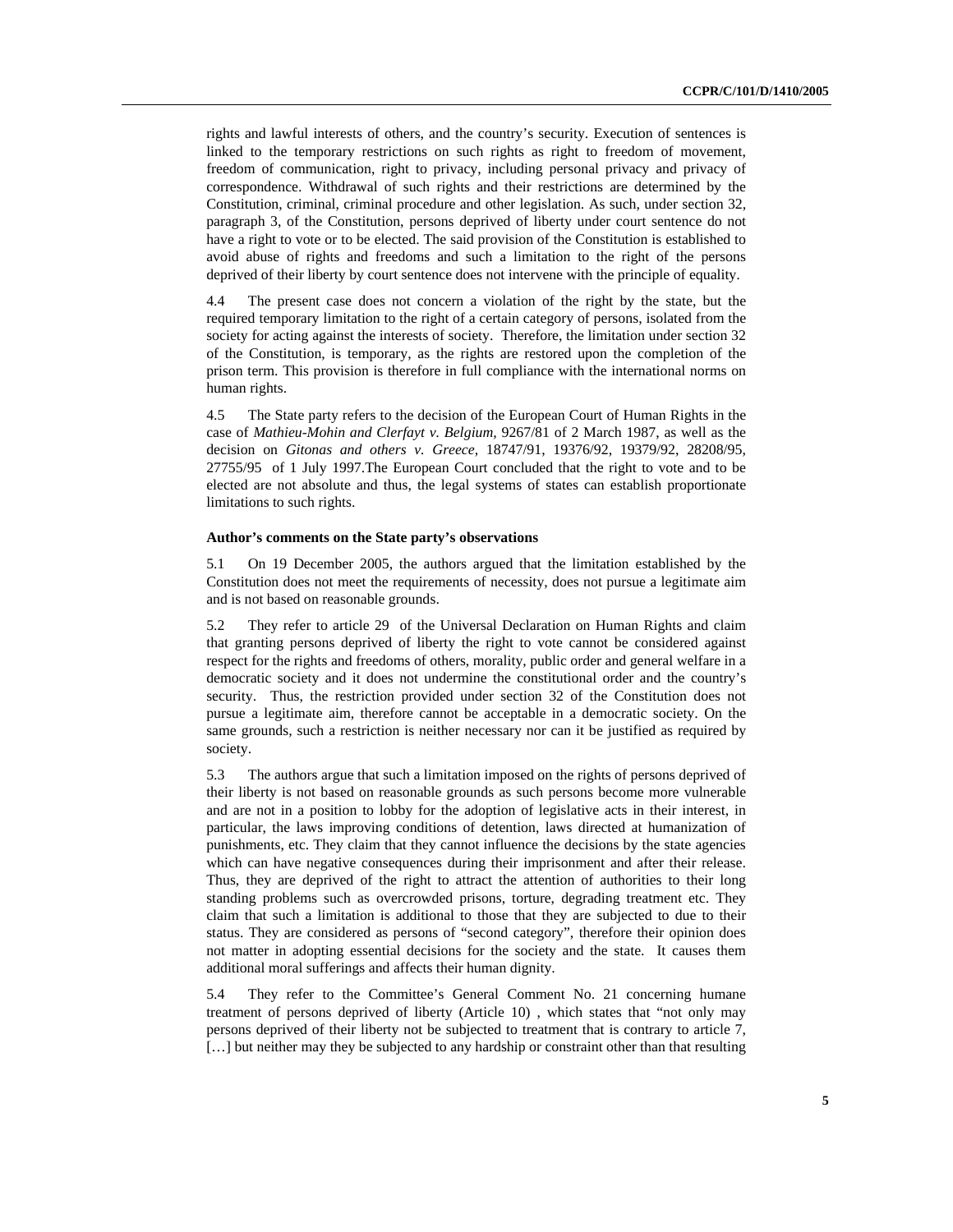rights and lawful interests of others, and the country's security. Execution of sentences is linked to the temporary restrictions on such rights as right to freedom of movement, freedom of communication, right to privacy, including personal privacy and privacy of correspondence. Withdrawal of such rights and their restrictions are determined by the Constitution, criminal, criminal procedure and other legislation. As such, under section 32, paragraph 3, of the Constitution, persons deprived of liberty under court sentence do not have a right to vote or to be elected. The said provision of the Constitution is established to avoid abuse of rights and freedoms and such a limitation to the right of the persons deprived of their liberty by court sentence does not intervene with the principle of equality.

4.4 The present case does not concern a violation of the right by the state, but the required temporary limitation to the right of a certain category of persons, isolated from the society for acting against the interests of society. Therefore, the limitation under section 32 of the Constitution, is temporary, as the rights are restored upon the completion of the prison term. This provision is therefore in full compliance with the international norms on human rights.

4.5 The State party refers to the decision of the European Court of Human Rights in the case of *Mathieu-Mohin and Clerfayt v. Belgium*, 9267/81 of 2 March 1987, as well as the decision on *Gitonas and others v. Greece*, 18747/91, 19376/92, 19379/92, 28208/95, 27755/95 of 1 July 1997.The European Court concluded that the right to vote and to be elected are not absolute and thus, the legal systems of states can establish proportionate limitations to such rights.

**Author's comments on the State party's observations**

5.1 On 19 December 2005, the authors argued that the limitation established by the Constitution does not meet the requirements of necessity, does not pursue a legitimate aim and is not based on reasonable grounds.

5.2 They refer to article 29 of the Universal Declaration on Human Rights and claim that granting persons deprived of liberty the right to vote cannot be considered against respect for the rights and freedoms of others, morality, public order and general welfare in a democratic society and it does not undermine the constitutional order and the country's security. Thus, the restriction provided under section 32 of the Constitution does not pursue a legitimate aim, therefore cannot be acceptable in a democratic society. On the same grounds, such a restriction is neither necessary nor can it be justified as required by society.

5.3 The authors argue that such a limitation imposed on the rights of persons deprived of their liberty is not based on reasonable grounds as such persons become more vulnerable and are not in a position to lobby for the adoption of legislative acts in their interest, in particular, the laws improving conditions of detention, laws directed at humanization of punishments, etc. They claim that they cannot influence the decisions by the state agencies which can have negative consequences during their imprisonment and after their release. Thus, they are deprived of the right to attract the attention of authorities to their long standing problems such as overcrowded prisons, torture, degrading treatment etc. They claim that such a limitation is additional to those that they are subjected to due to their status. They are considered as persons of "second category", therefore their opinion does not matter in adopting essential decisions for the society and the state. It causes them additional moral sufferings and affects their human dignity.

5.4 They refer to the Committee's General Comment No. 21 concerning humane treatment of persons deprived of liberty (Article 10) , which states that "not only may persons deprived of their liberty not be subjected to treatment that is contrary to article 7, […] but neither may they be subjected to any hardship or constraint other than that resulting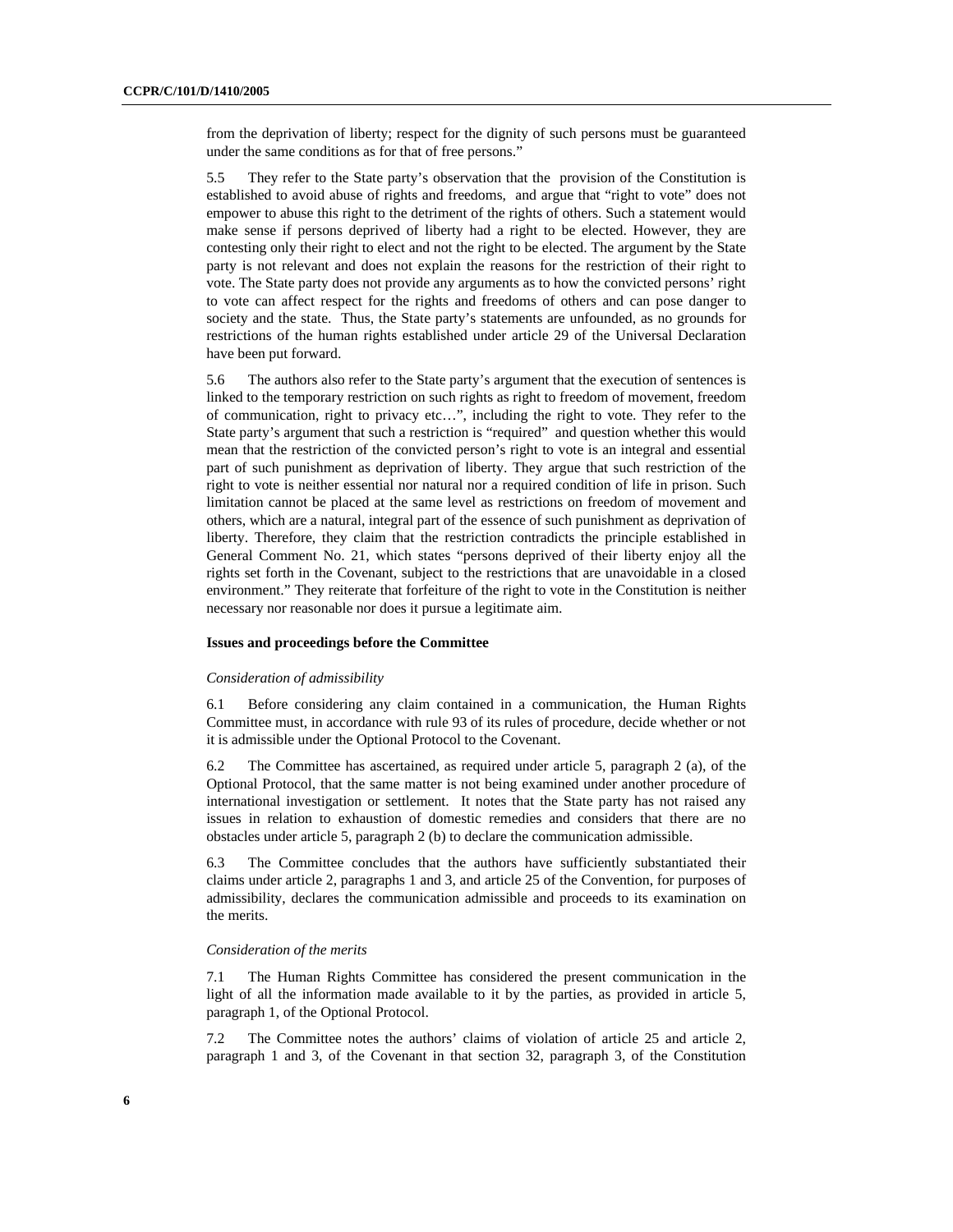from the deprivation of liberty; respect for the dignity of such persons must be guaranteed under the same conditions as for that of free persons."

5.5 They refer to the State party's observation that the provision of the Constitution is established to avoid abuse of rights and freedoms, and argue that "right to vote" does not empower to abuse this right to the detriment of the rights of others. Such a statement would make sense if persons deprived of liberty had a right to be elected. However, they are contesting only their right to elect and not the right to be elected. The argument by the State party is not relevant and does not explain the reasons for the restriction of their right to vote. The State party does not provide any arguments as to how the convicted persons' right to vote can affect respect for the rights and freedoms of others and can pose danger to society and the state. Thus, the State party's statements are unfounded, as no grounds for restrictions of the human rights established under article 29 of the Universal Declaration have been put forward.

5.6 The authors also refer to the State party's argument that the execution of sentences is linked to the temporary restriction on such rights as right to freedom of movement, freedom of communication, right to privacy etc…", including the right to vote. They refer to the State party's argument that such a restriction is "required" and question whether this would mean that the restriction of the convicted person's right to vote is an integral and essential part of such punishment as deprivation of liberty. They argue that such restriction of the right to vote is neither essential nor natural nor a required condition of life in prison. Such limitation cannot be placed at the same level as restrictions on freedom of movement and others, which are a natural, integral part of the essence of such punishment as deprivation of liberty. Therefore, they claim that the restriction contradicts the principle established in General Comment No. 21, which states "persons deprived of their liberty enjoy all the rights set forth in the Covenant, subject to the restrictions that are unavoidable in a closed environment." They reiterate that forfeiture of the right to vote in the Constitution is neither necessary nor reasonable nor does it pursue a legitimate aim.

**Issues and proceedings before the Committee**

*Consideration of admissibility*

6.1 Before considering any claim contained in a communication, the Human Rights Committee must, in accordance with rule 93 of its rules of procedure, decide whether or not it is admissible under the Optional Protocol to the Covenant.

6.2 The Committee has ascertained, as required under article 5, paragraph 2 (a), of the Optional Protocol, that the same matter is not being examined under another procedure of international investigation or settlement. It notes that the State party has not raised any issues in relation to exhaustion of domestic remedies and considers that there are no obstacles under article 5, paragraph 2 (b) to declare the communication admissible.

6.3 The Committee concludes that the authors have sufficiently substantiated their claims under article 2, paragraphs 1 and 3, and article 25 of the Convention, for purposes of admissibility, declares the communication admissible and proceeds to its examination on the merits.

*Consideration of the merits*

7.1 The Human Rights Committee has considered the present communication in the light of all the information made available to it by the parties, as provided in article 5, paragraph 1, of the Optional Protocol.

7.2 The Committee notes the authors' claims of violation of article 25 and article 2, paragraph 1 and 3, of the Covenant in that section 32, paragraph 3, of the Constitution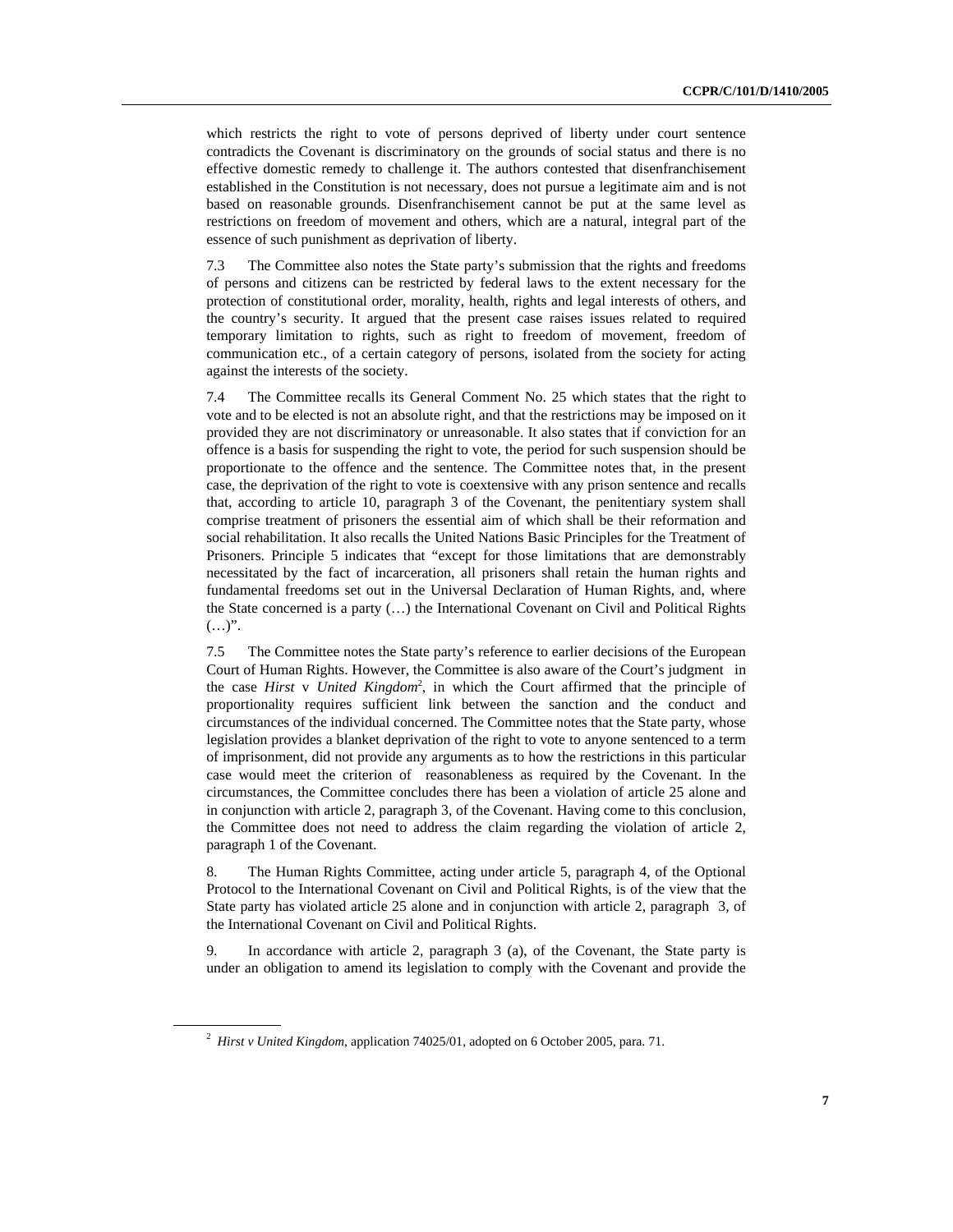which restricts the right to vote of persons deprived of liberty under court sentence contradicts the Covenant is discriminatory on the grounds of social status and there is no effective domestic remedy to challenge it. The authors contested that disenfranchisement established in the Constitution is not necessary, does not pursue a legitimate aim and is not based on reasonable grounds. Disenfranchisement cannot be put at the same level as restrictions on freedom of movement and others, which are a natural, integral part of the essence of such punishment as deprivation of liberty.

7.3 The Committee also notes the State party's submission that the rights and freedoms of persons and citizens can be restricted by federal laws to the extent necessary for the protection of constitutional order, morality, health, rights and legal interests of others, and the country's security. It argued that the present case raises issues related to required temporary limitation to rights, such as right to freedom of movement, freedom of communication etc., of a certain category of persons, isolated from the society for acting against the interests of the society.

7.4 The Committee recalls its General Comment No. 25 which states that the right to vote and to be elected is not an absolute right, and that the restrictions may be imposed on it provided they are not discriminatory or unreasonable. It also states that if conviction for an offence is a basis for suspending the right to vote, the period for such suspension should be proportionate to the offence and the sentence. The Committee notes that, in the present case, the deprivation of the right to vote is coextensive with any prison sentence and recalls that, according to article 10, paragraph 3 of the Covenant, the penitentiary system shall comprise treatment of prisoners the essential aim of which shall be their reformation and social rehabilitation. It also recalls the United Nations Basic Principles for the Treatment of Prisoners. Principle 5 indicates that "except for those limitations that are demonstrably necessitated by the fact of incarceration, all prisoners shall retain the human rights and fundamental freedoms set out in the Universal Declaration of Human Rights, and, where the State concerned is a party (…) the International Covenant on Civil and Political Rights (…)".

7.5 The Committee notes the State party's reference to earlier decisions of the European Court of Human Rights. However, the Committee is also aware of the Court's judgment in the case *Hirst* v *United Kingdom*[2], in which the Court affirmed that the principle of proportionality requires sufficient link between the sanction and the conduct and circumstances of the individual concerned. The Committee notes that the State party, whose legislation provides a blanket deprivation of the right to vote to anyone sentenced to a term of imprisonment, did not provide any arguments as to how the restrictions in this particular case would meet the criterion of reasonableness as required by the Covenant. In the circumstances, the Committee concludes there has been a violation of article 25 alone and in conjunction with article 2, paragraph 3, of the Covenant. Having come to this conclusion, the Committee does not need to address the claim regarding the violation of article 2, paragraph 1 of the Covenant.

8. The Human Rights Committee, acting under article 5, paragraph 4, of the Optional Protocol to the International Covenant on Civil and Political Rights, is of the view that the State party has violated article 25 alone and in conjunction with article 2, paragraph 3, of the International Covenant on Civil and Political Rights.

9. In accordance with article 2, paragraph 3 (a), of the Covenant, the State party is under an obligation to amend its legislation to comply with the Covenant and provide the

[2] *Hirst v United Kingdom*, application 74025/01, adopted on 6 October 2005, para. 71.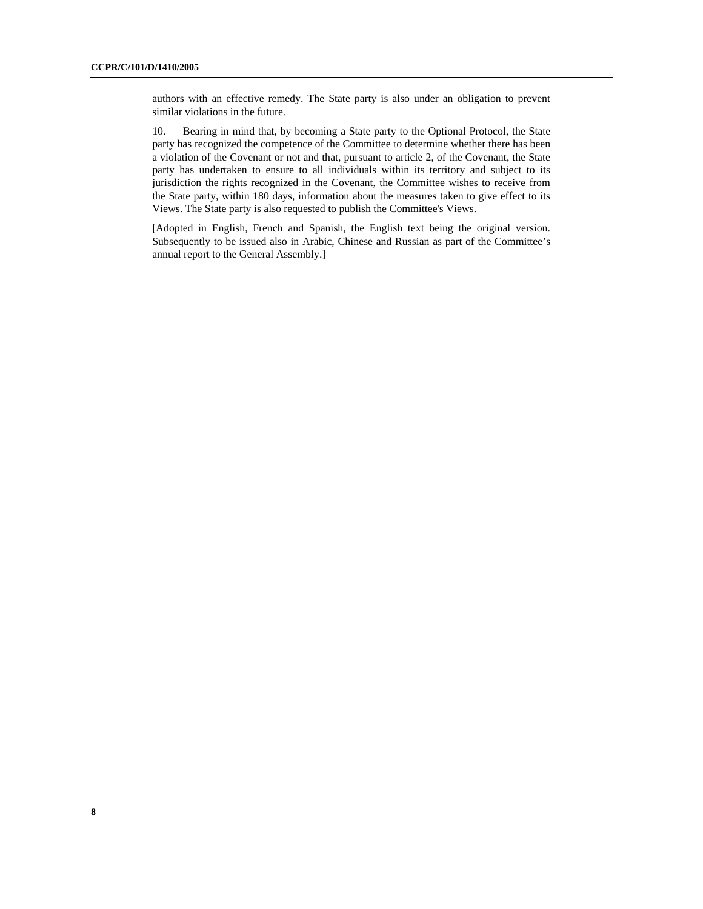authors with an effective remedy. The State party is also under an obligation to prevent similar violations in the future.

10. Bearing in mind that, by becoming a State party to the Optional Protocol, the State party has recognized the competence of the Committee to determine whether there has been a violation of the Covenant or not and that, pursuant to article 2, of the Covenant, the State party has undertaken to ensure to all individuals within its territory and subject to its jurisdiction the rights recognized in the Covenant, the Committee wishes to receive from the State party, within 180 days, information about the measures taken to give effect to its Views. The State party is also requested to publish the Committee's Views.

[Adopted in English, French and Spanish, the English text being the original version. Subsequently to be issued also in Arabic, Chinese and Russian as part of the Committee's annual report to the General Assembly.]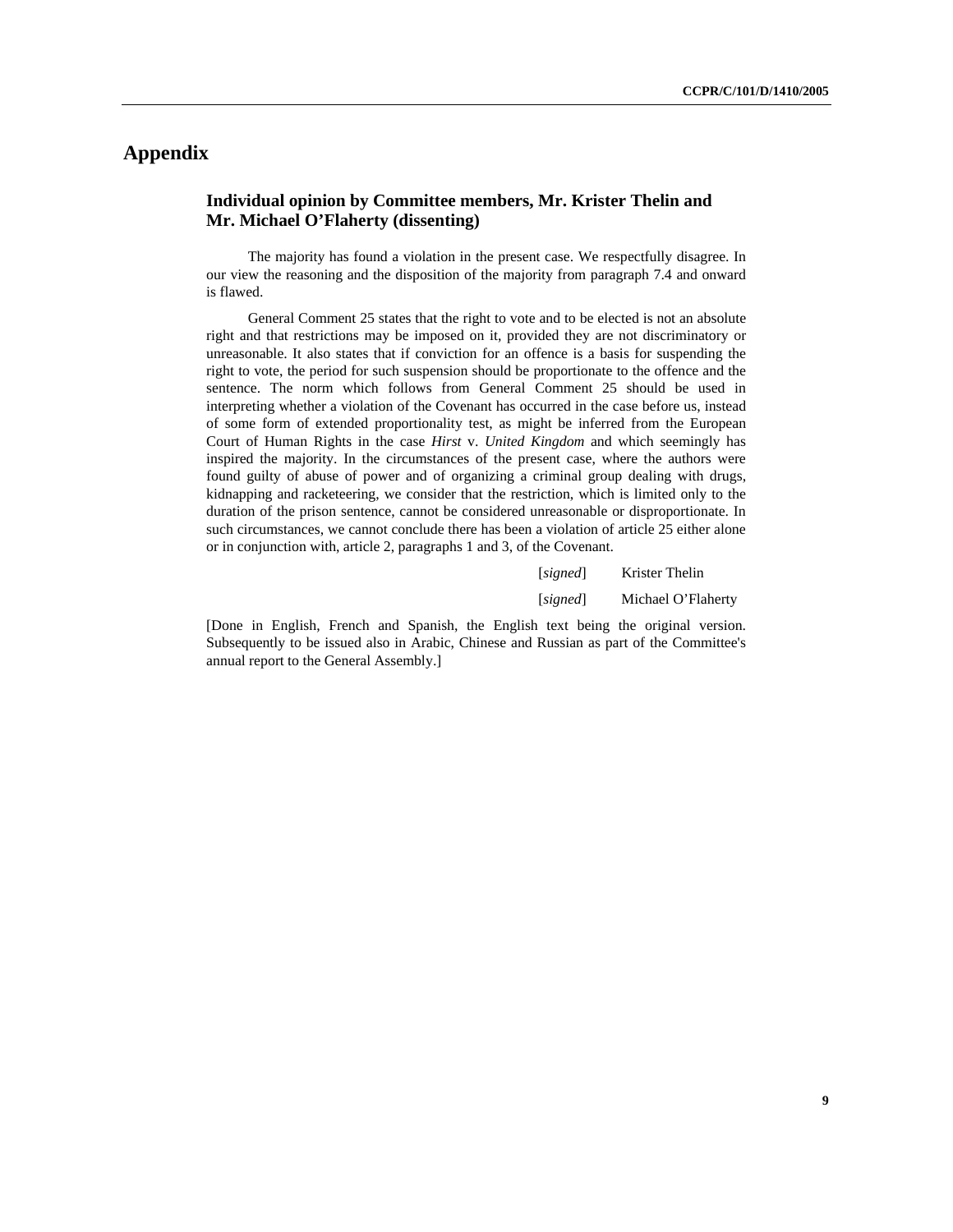# Appendix

## Individual opinion by Committee members, Mr. Krister Thelin and Mr. Michael O'Flaherty (dissenting)

The majority has found a violation in the present case. We respectfully disagree. In our view the reasoning and the disposition of the majority from paragraph 7.4 and onward is flawed.

General Comment 25 states that the right to vote and to be elected is not an absolute right and that restrictions may be imposed on it, provided they are not discriminatory or unreasonable. It also states that if conviction for an offence is a basis for suspending the right to vote, the period for such suspension should be proportionate to the offence and the sentence. The norm which follows from General Comment 25 should be used in interpreting whether a violation of the Covenant has occurred in the case before us, instead of some form of extended proportionality test, as might be inferred from the European Court of Human Rights in the case *Hirst* v. *United Kingdom* and which seemingly has inspired the majority. In the circumstances of the present case, where the authors were found guilty of abuse of power and of organizing a criminal group dealing with drugs, kidnapping and racketeering, we consider that the restriction, which is limited only to the duration of the prison sentence, cannot be considered unreasonable or disproportionate. In such circumstances, we cannot conclude there has been a violation of article 25 either alone or in conjunction with, article 2, paragraphs 1 and 3, of the Covenant.

[*signed*] Krister Thelin

[*signed*] Michael O'Flaherty

[Done in English, French and Spanish, the English text being the original version. Subsequently to be issued also in Arabic, Chinese and Russian as part of the Committee's annual report to the General Assembly.]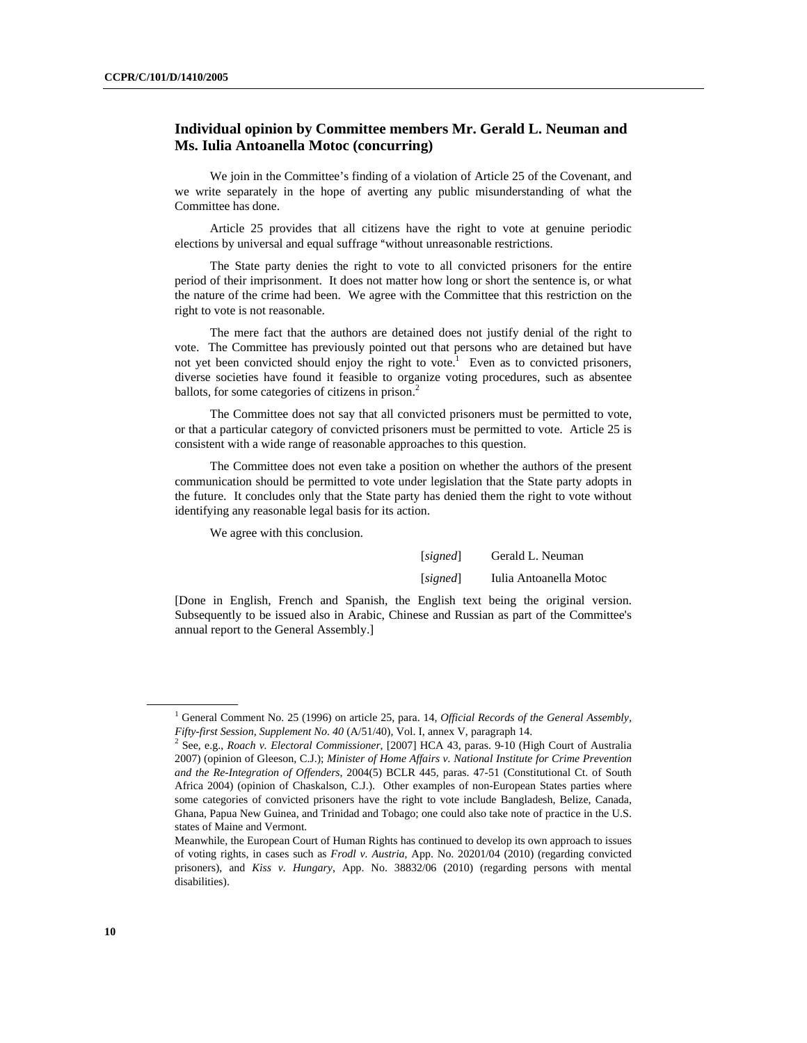## Individual opinion by Committee members Mr. Gerald L. Neuman and Ms. Iulia Antoanella Motoc (concurring)

We join in the Committee's finding of a violation of Article 25 of the Covenant, and we write separately in the hope of averting any public misunderstanding of what the Committee has done.

Article 25 provides that all citizens have the right to vote at genuine periodic elections by universal and equal suffrage "without unreasonable restrictions.

The State party denies the right to vote to all convicted prisoners for the entire period of their imprisonment. It does not matter how long or short the sentence is, or what the nature of the crime had been. We agree with the Committee that this restriction on the right to vote is not reasonable.

The mere fact that the authors are detained does not justify denial of the right to vote. The Committee has previously pointed out that persons who are detained but have not yet been convicted should enjoy the right to vote.[1] Even as to convicted prisoners, diverse societies have found it feasible to organize voting procedures, such as absentee ballots, for some categories of citizens in prison.[2]

The Committee does not say that all convicted prisoners must be permitted to vote, or that a particular category of convicted prisoners must be permitted to vote. Article 25 is consistent with a wide range of reasonable approaches to this question.

The Committee does not even take a position on whether the authors of the present communication should be permitted to vote under legislation that the State party adopts in the future. It concludes only that the State party has denied them the right to vote without identifying any reasonable legal basis for its action.

We agree with this conclusion.

[*signed*] Gerald L. Neuman

[*signed*] Iulia Antoanella Motoc

[Done in English, French and Spanish, the English text being the original version. Subsequently to be issued also in Arabic, Chinese and Russian as part of the Committee's annual report to the General Assembly.]

---

[1] General Comment No. 25 (1996) on article 25, para. 14, *Official Records of the General Assembly, Fifty-first Session, Supplement No. 40* (A/51/40), Vol. I, annex V, paragraph 14.

[2] See, e.g., *Roach v. Electoral Commissioner*, [2007] HCA 43, paras. 9-10 (High Court of Australia 2007) (opinion of Gleeson, C.J.); *Minister of Home Affairs v. National Institute for Crime Prevention and the Re-Integration of Offenders*, 2004(5) BCLR 445, paras. 47-51 (Constitutional Ct. of South Africa 2004) (opinion of Chaskalson, C.J.). Other examples of non-European States parties where some categories of convicted prisoners have the right to vote include Bangladesh, Belize, Canada, Ghana, Papua New Guinea, and Trinidad and Tobago; one could also take note of practice in the U.S. states of Maine and Vermont.

Meanwhile, the European Court of Human Rights has continued to develop its own approach to issues of voting rights, in cases such as *Frodl v. Austria*, App. No. 20201/04 (2010) (regarding convicted prisoners), and *Kiss v. Hungary*, App. No. 38832/06 (2010) (regarding persons with mental disabilities).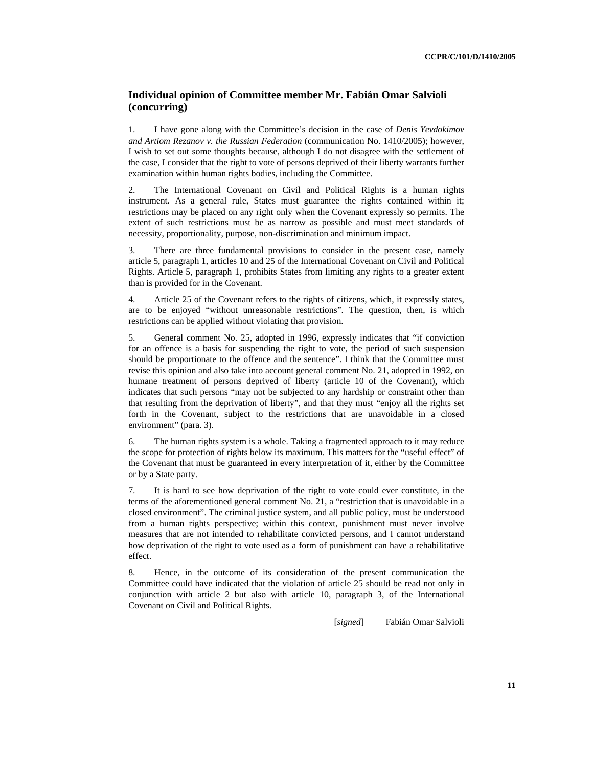## Individual opinion of Committee member Mr. Fabián Omar Salvioli (concurring)

1. I have gone along with the Committee's decision in the case of *Denis Yevdokimov and Artiom Rezanov v. the Russian Federation* (communication No. 1410/2005); however, I wish to set out some thoughts because, although I do not disagree with the settlement of the case, I consider that the right to vote of persons deprived of their liberty warrants further examination within human rights bodies, including the Committee.

2. The International Covenant on Civil and Political Rights is a human rights instrument. As a general rule, States must guarantee the rights contained within it; restrictions may be placed on any right only when the Covenant expressly so permits. The extent of such restrictions must be as narrow as possible and must meet standards of necessity, proportionality, purpose, non-discrimination and minimum impact.

3. There are three fundamental provisions to consider in the present case, namely article 5, paragraph 1, articles 10 and 25 of the International Covenant on Civil and Political Rights. Article 5, paragraph 1, prohibits States from limiting any rights to a greater extent than is provided for in the Covenant.

4. Article 25 of the Covenant refers to the rights of citizens, which, it expressly states, are to be enjoyed "without unreasonable restrictions". The question, then, is which restrictions can be applied without violating that provision.

5. General comment No. 25, adopted in 1996, expressly indicates that "if conviction for an offence is a basis for suspending the right to vote, the period of such suspension should be proportionate to the offence and the sentence". I think that the Committee must revise this opinion and also take into account general comment No. 21, adopted in 1992, on humane treatment of persons deprived of liberty (article 10 of the Covenant), which indicates that such persons "may not be subjected to any hardship or constraint other than that resulting from the deprivation of liberty", and that they must "enjoy all the rights set forth in the Covenant, subject to the restrictions that are unavoidable in a closed environment" (para. 3).

6. The human rights system is a whole. Taking a fragmented approach to it may reduce the scope for protection of rights below its maximum. This matters for the "useful effect" of the Covenant that must be guaranteed in every interpretation of it, either by the Committee or by a State party.

7. It is hard to see how deprivation of the right to vote could ever constitute, in the terms of the aforementioned general comment No. 21, a "restriction that is unavoidable in a closed environment". The criminal justice system, and all public policy, must be understood from a human rights perspective; within this context, punishment must never involve measures that are not intended to rehabilitate convicted persons, and I cannot understand how deprivation of the right to vote used as a form of punishment can have a rehabilitative effect.

8. Hence, in the outcome of its consideration of the present communication the Committee could have indicated that the violation of article 25 should be read not only in conjunction with article 2 but also with article 10, paragraph 3, of the International Covenant on Civil and Political Rights.

[*signed*] Fabián Omar Salvioli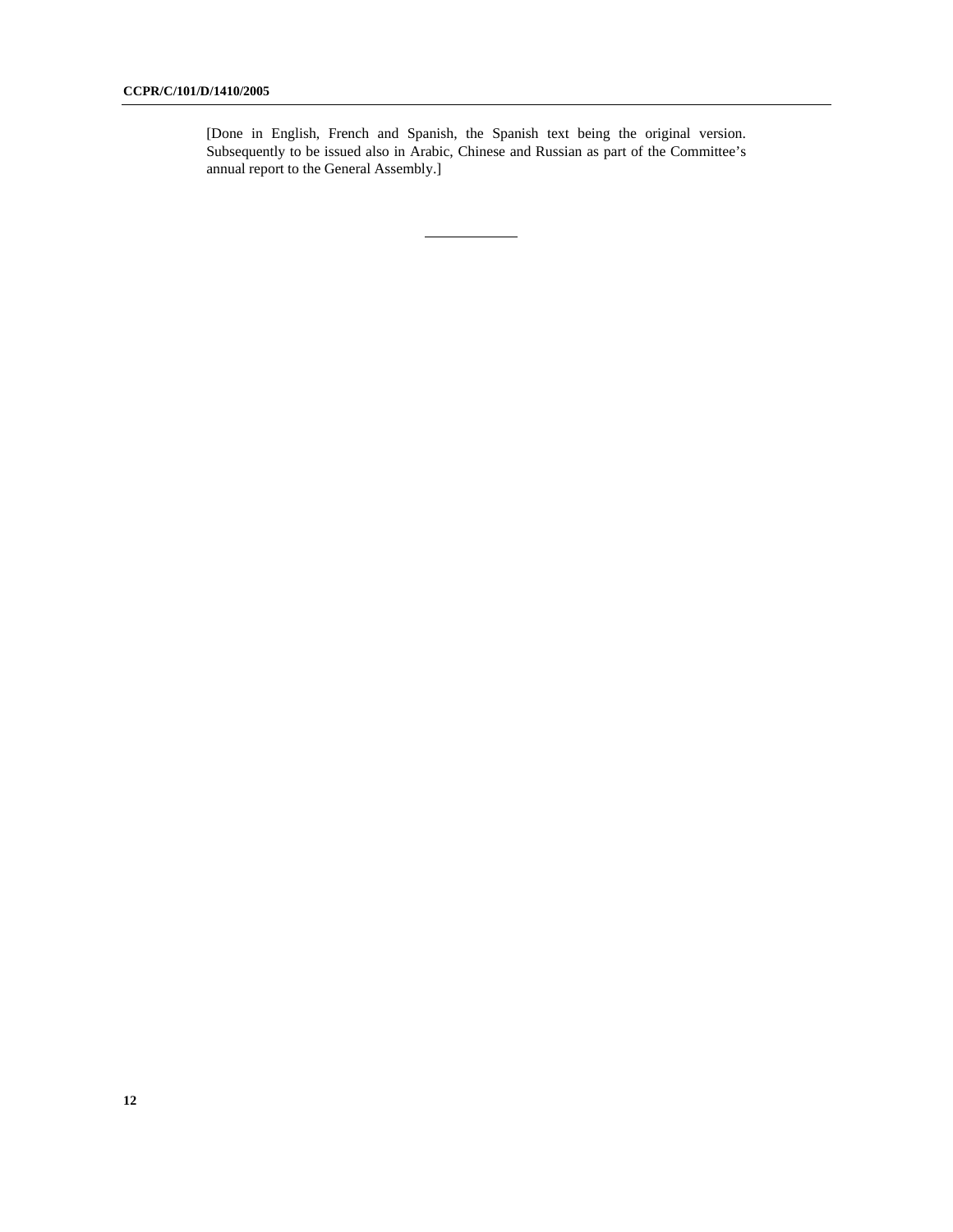[Done in English, French and Spanish, the Spanish text being the original version. Subsequently to be issued also in Arabic, Chinese and Russian as part of the Committee's annual report to the General Assembly.]